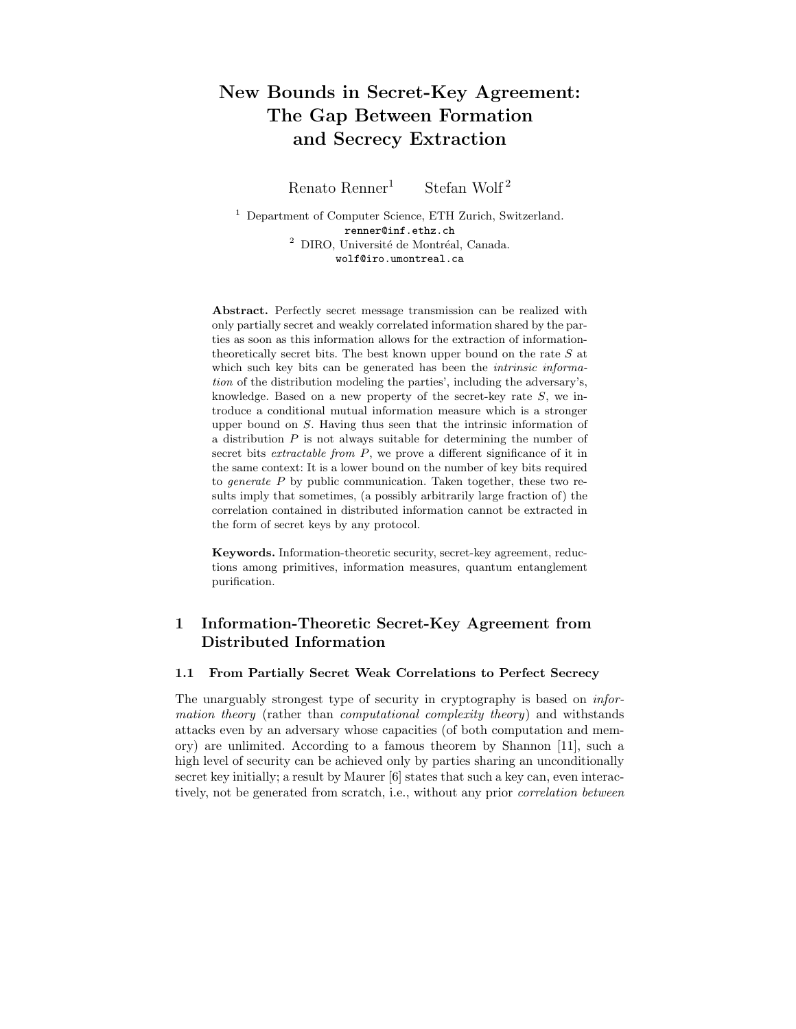# New Bounds in Secret-Key Agreement: The Gap Between Formation and Secrecy Extraction

Renato Renner[1] Stefan Wolf[2]

[1] Department of Computer Science, ETH Zurich, Switzerland.
renner@inf.ethz.ch
[2] DIRO, Université de Montréal, Canada.
wolf@iro.umontreal.ca

**Abstract.** Perfectly secret message transmission can be realized with only partially secret and weakly correlated information shared by the parties as soon as this information allows for the extraction of information-theoretically secret bits. The best known upper bound on the rate $S$ at which such key bits can be generated has been the *intrinsic information* of the distribution modeling the parties', including the adversary's, knowledge. Based on a new property of the secret-key rate $S$, we introduce a conditional mutual information measure which is a stronger upper bound on $S$. Having thus seen that the intrinsic information of a distribution $P$ is not always suitable for determining the number of secret bits *extractable from* $P$, we prove a different significance of it in the same context: It is a lower bound on the number of key bits required to *generate* $P$ by public communication. Taken together, these two results imply that sometimes, (a possibly arbitrarily large fraction of) the correlation contained in distributed information cannot be extracted in the form of secret keys by any protocol.

**Keywords.** Information-theoretic security, secret-key agreement, reductions among primitives, information measures, quantum entanglement purification.

## 1 Information-Theoretic Secret-Key Agreement from Distributed Information

### 1.1 From Partially Secret Weak Correlations to Perfect Secrecy

The unarguably strongest type of security in cryptography is based on *information theory* (rather than *computational complexity theory*) and withstands attacks even by an adversary whose capacities (of both computation and memory) are unlimited. According to a famous theorem by Shannon [11], such a high level of security can be achieved only by parties sharing an unconditionally secret key initially; a result by Maurer [6] states that such a key can, even interactively, not be generated from scratch, i.e., without any prior *correlation between*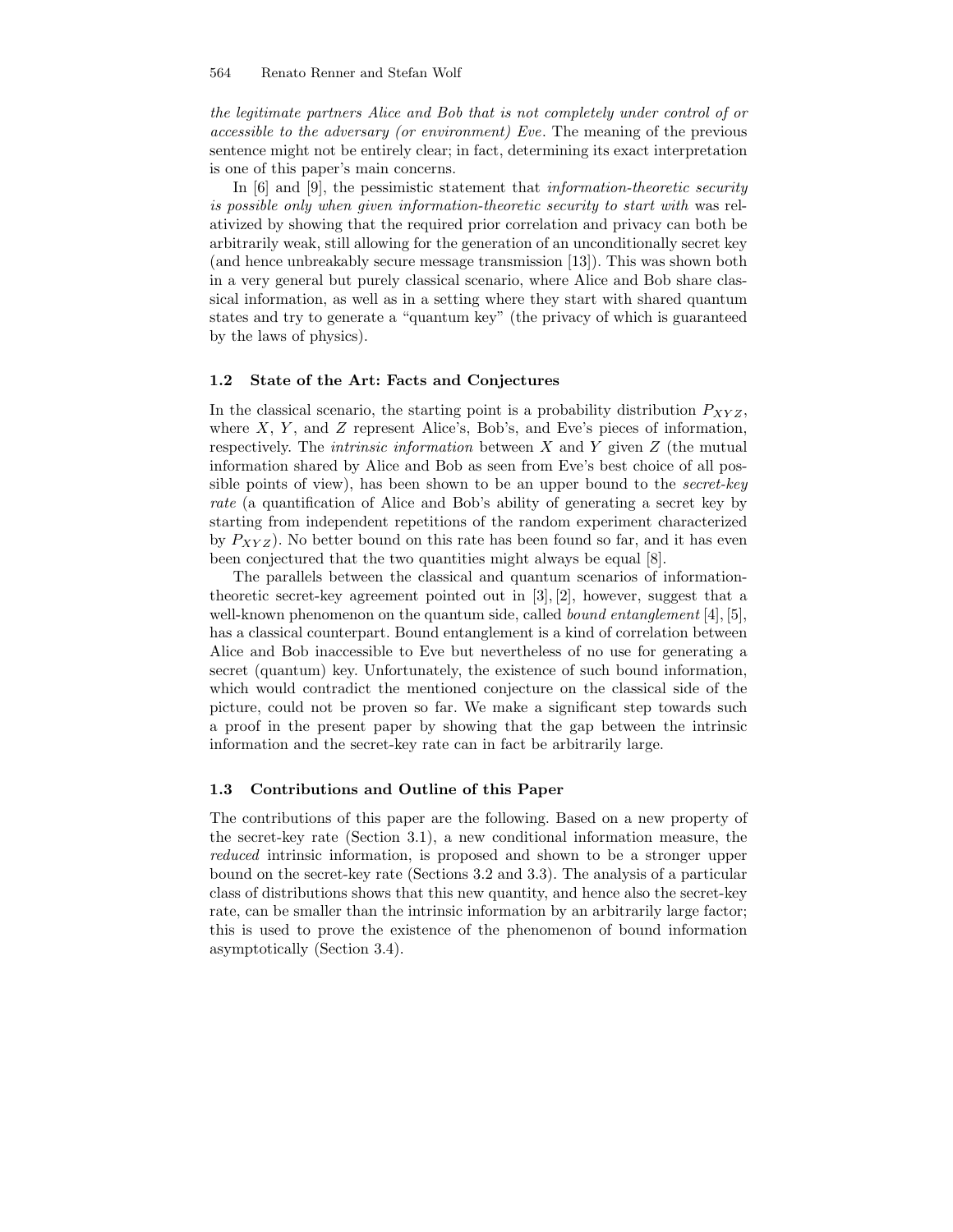*the legitimate partners Alice and Bob that is not completely under control of or accessible to the adversary (or environment) Eve*. The meaning of the previous sentence might not be entirely clear; in fact, determining its exact interpretation is one of this paper's main concerns.

In [6] and [9], the pessimistic statement that *information-theoretic security is possible only when given information-theoretic security to start with* was relativized by showing that the required prior correlation and privacy can both be arbitrarily weak, still allowing for the generation of an unconditionally secret key (and hence unbreakably secure message transmission [13]). This was shown both in a very general but purely classical scenario, where Alice and Bob share classical information, as well as in a setting where they start with shared quantum states and try to generate a "quantum key" (the privacy of which is guaranteed by the laws of physics).

### 1.2 State of the Art: Facts and Conjectures

In the classical scenario, the starting point is a probability distribution $P_{XYZ}$, where $X$, $Y$, and $Z$ represent Alice's, Bob's, and Eve's pieces of information, respectively. The *intrinsic information* between $X$ and $Y$ given $Z$ (the mutual information shared by Alice and Bob as seen from Eve's best choice of all possible points of view), has been shown to be an upper bound to the *secret-key rate* (a quantification of Alice and Bob's ability of generating a secret key by starting from independent repetitions of the random experiment characterized by $P_{XYZ}$). No better bound on this rate has been found so far, and it has even been conjectured that the two quantities might always be equal [8].

The parallels between the classical and quantum scenarios of information-theoretic secret-key agreement pointed out in [3], [2], however, suggest that a well-known phenomenon on the quantum side, called *bound entanglement* [4], [5], has a classical counterpart. Bound entanglement is a kind of correlation between Alice and Bob inaccessible to Eve but nevertheless of no use for generating a secret (quantum) key. Unfortunately, the existence of such bound information, which would contradict the mentioned conjecture on the classical side of the picture, could not be proven so far. We make a significant step towards such a proof in the present paper by showing that the gap between the intrinsic information and the secret-key rate can in fact be arbitrarily large.

### 1.3 Contributions and Outline of this Paper

The contributions of this paper are the following. Based on a new property of the secret-key rate (Section 3.1), a new conditional information measure, the *reduced* intrinsic information, is proposed and shown to be a stronger upper bound on the secret-key rate (Sections 3.2 and 3.3). The analysis of a particular class of distributions shows that this new quantity, and hence also the secret-key rate, can be smaller than the intrinsic information by an arbitrarily large factor; this is used to prove the existence of the phenomenon of bound information asymptotically (Section 3.4).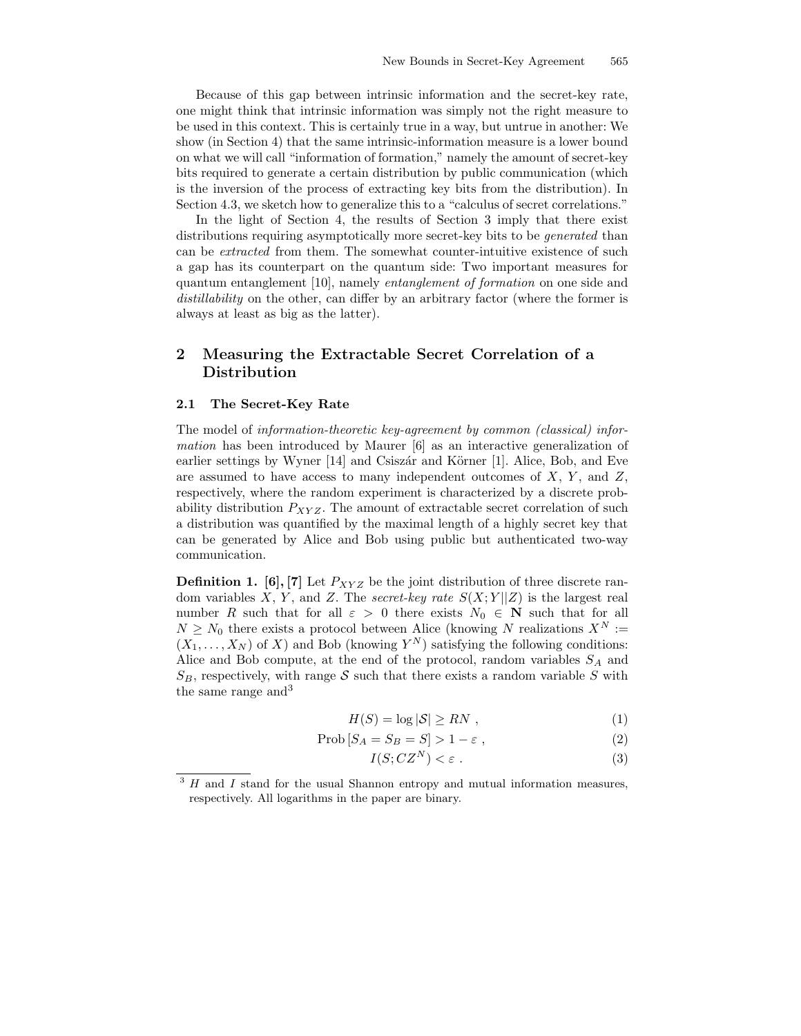Because of this gap between intrinsic information and the secret-key rate, one might think that intrinsic information was simply not the right measure to be used in this context. This is certainly true in a way, but untrue in another: We show (in Section 4) that the same intrinsic-information measure is a lower bound on what we will call "information of formation," namely the amount of secret-key bits required to generate a certain distribution by public communication (which is the inversion of the process of extracting key bits from the distribution). In Section 4.3, we sketch how to generalize this to a "calculus of secret correlations."

In the light of Section 4, the results of Section 3 imply that there exist distributions requiring asymptotically more secret-key bits to be *generated* than can be *extracted* from them. The somewhat counter-intuitive existence of such a gap has its counterpart on the quantum side: Two important measures for quantum entanglement [10], namely *entanglement of formation* on one side and *distillability* on the other, can differ by an arbitrary factor (where the former is always at least as big as the latter).

## 2 Measuring the Extractable Secret Correlation of a Distribution

### 2.1 The Secret-Key Rate

The model of *information-theoretic key-agreement by common (classical) information* has been introduced by Maurer [6] as an interactive generalization of earlier settings by Wyner [14] and Csiszár and Körner [1]. Alice, Bob, and Eve are assumed to have access to many independent outcomes of $X$, $Y$, and $Z$, respectively, where the random experiment is characterized by a discrete probability distribution $P_{XYZ}$. The amount of extractable secret correlation of such a distribution was quantified by the maximal length of a highly secret key that can be generated by Alice and Bob using public but authenticated two-way communication.

**Definition 1.** **[6], [7]** Let $P_{XYZ}$ be the joint distribution of three discrete random variables $X$, $Y$, and $Z$. The *secret-key rate* $S(X;Y||Z)$ is the largest real number $R$ such that for all $\varepsilon > 0$ there exists $N_0 \in \mathbf{N}$ such that for all $N \geq N_0$ there exists a protocol between Alice (knowing $N$ realizations $X^N := (X_1, \ldots, X_N)$ of $X$) and Bob (knowing $Y^N$) satisfying the following conditions: Alice and Bob compute, at the end of the protocol, random variables $S_A$ and $S_B$, respectively, with range $\mathcal{S}$ such that there exists a random variable $S$ with the same range and[3]

$$H(S) = \log |\mathcal{S}| \geq RN \ , \qquad (1)$$

$$\text{Prob}\,[S_A = S_B = S] > 1 - \varepsilon \ , \qquad (2)$$

$$I(S; CZ^N) < \varepsilon \ . \qquad (3)$$

[3] $H$ and $I$ stand for the usual Shannon entropy and mutual information measures, respectively. All logarithms in the paper are binary.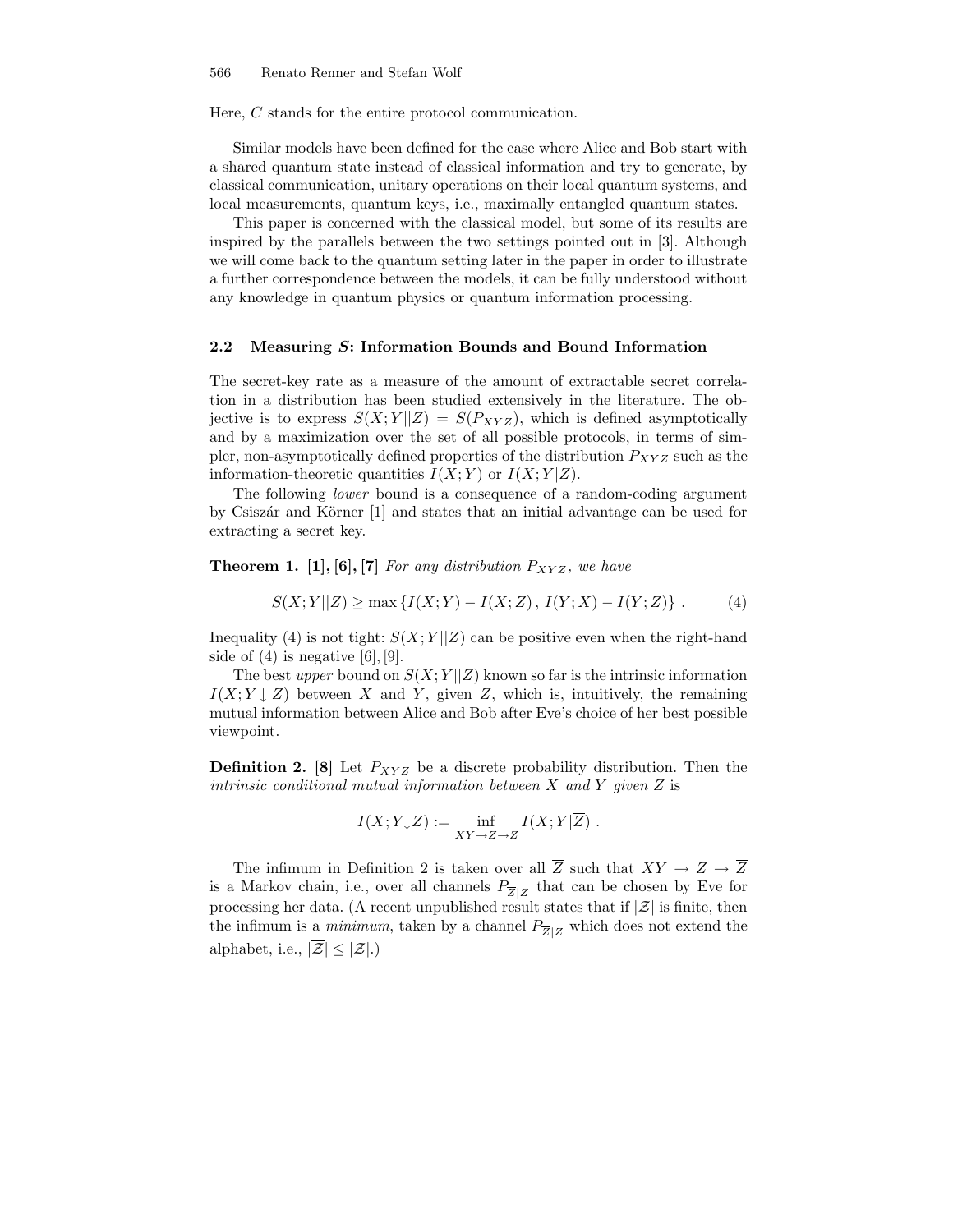Here, $C$ stands for the entire protocol communication.

Similar models have been defined for the case where Alice and Bob start with a shared quantum state instead of classical information and try to generate, by classical communication, unitary operations on their local quantum systems, and local measurements, quantum keys, i.e., maximally entangled quantum states.

This paper is concerned with the classical model, but some of its results are inspired by the parallels between the two settings pointed out in [3]. Although we will come back to the quantum setting later in the paper in order to illustrate a further correspondence between the models, it can be fully understood without any knowledge in quantum physics or quantum information processing.

### 2.2 Measuring $S$: Information Bounds and Bound Information

The secret-key rate as a measure of the amount of extractable secret correlation in a distribution has been studied extensively in the literature. The objective is to express $S(X;Y||Z) = S(P_{XYZ})$, which is defined asymptotically and by a maximization over the set of all possible protocols, in terms of simpler, non-asymptotically defined properties of the distribution $P_{XYZ}$ such as the information-theoretic quantities $I(X;Y)$ or $I(X;Y|Z)$.

The following *lower* bound is a consequence of a random-coding argument by Csiszár and Körner [1] and states that an initial advantage can be used for extracting a secret key.

**Theorem 1. [1], [6], [7]** *For any distribution $P_{XYZ}$, we have*

$$S(X;Y||Z) \geq \max\left\{I(X;Y) - I(X;Z)\,,\, I(Y;X) - I(Y;Z)\right\} . \tag{4}$$

Inequality (4) is not tight: $S(X;Y||Z)$ can be positive even when the right-hand side of (4) is negative [6], [9].

The best *upper* bound on $S(X;Y||Z)$ known so far is the intrinsic information $I(X;Y\downarrow Z)$ between $X$ and $Y$, given $Z$, which is, intuitively, the remaining mutual information between Alice and Bob after Eve's choice of her best possible viewpoint.

**Definition 2. [8]** Let $P_{XYZ}$ be a discrete probability distribution. Then the *intrinsic conditional mutual information between $X$ and $Y$ given $Z$* is

$$I(X;Y{\downarrow}Z) := \inf_{XY \to Z \to \overline{Z}} I(X;Y|\overline{Z}) .$$

The infimum in Definition 2 is taken over all $\overline{Z}$ such that $XY \to Z \to \overline{Z}$ is a Markov chain, i.e., over all channels $P_{\overline{Z}|Z}$ that can be chosen by Eve for processing her data. (A recent unpublished result states that if $|\mathcal{Z}|$ is finite, then the infimum is a *minimum*, taken by a channel $P_{\overline{Z}|Z}$ which does not extend the alphabet, i.e., $|\overline{\mathcal{Z}}| \leq |\mathcal{Z}|$.)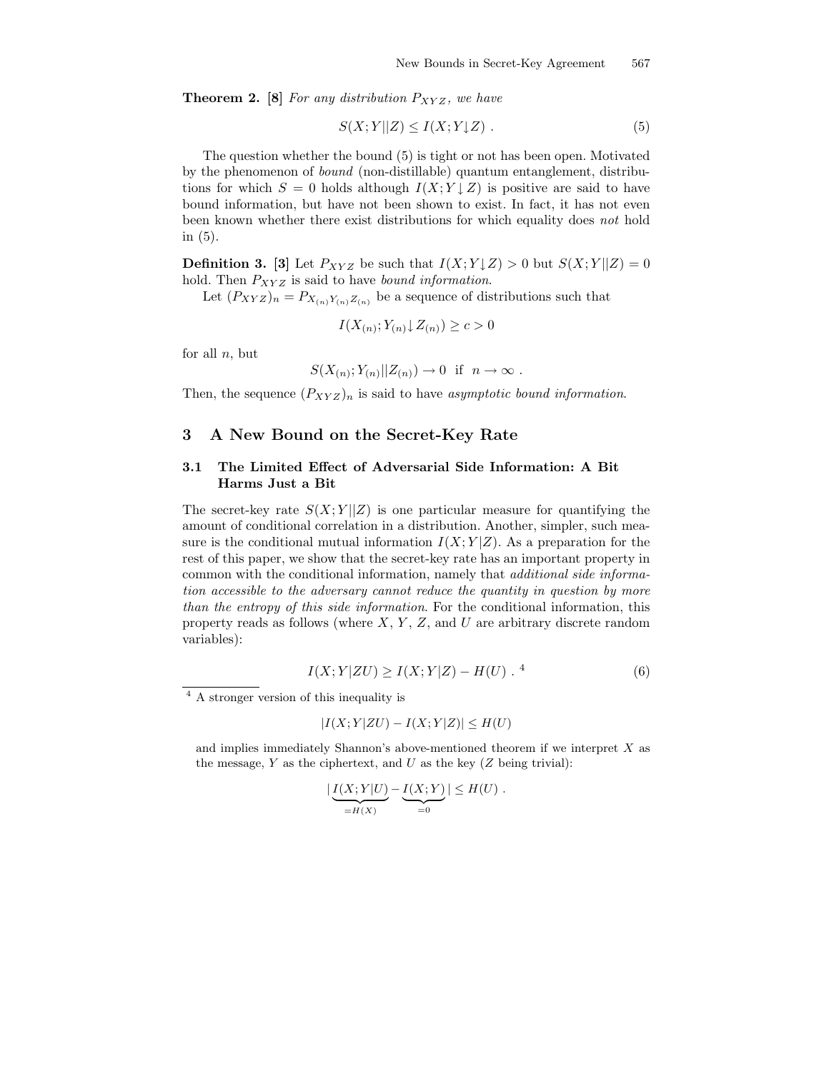**Theorem 2.** [8] *For any distribution $P_{XYZ}$, we have*

$$S(X;Y||Z) \leq I(X;Y\downarrow Z) \ . \tag{5}$$

The question whether the bound (5) is tight or not has been open. Motivated by the phenomenon of *bound* (non-distillable) quantum entanglement, distributions for which $S = 0$ holds although $I(X;Y\downarrow Z)$ is positive are said to have bound information, but have not been shown to exist. In fact, it has not even been known whether there exist distributions for which equality does *not* hold in (5).

**Definition 3.** [3] Let $P_{XYZ}$ be such that $I(X;Y\downarrow Z) > 0$ but $S(X;Y||Z) = 0$ hold. Then $P_{XYZ}$ is said to have *bound information*.

Let $(P_{XYZ})_n = P_{X_{(n)}Y_{(n)}Z_{(n)}}$ be a sequence of distributions such that

$$I(X_{(n)};Y_{(n)}\downarrow Z_{(n)}) \geq c > 0$$

for all $n$, but

$$S(X_{(n)};Y_{(n)}||Z_{(n)}) \to 0 \ \text{ if } \ n \to \infty \ .$$

Then, the sequence $(P_{XYZ})_n$ is said to have *asymptotic bound information*.

## 3 A New Bound on the Secret-Key Rate

### 3.1 The Limited Effect of Adversarial Side Information: A Bit Harms Just a Bit

The secret-key rate $S(X;Y||Z)$ is one particular measure for quantifying the amount of conditional correlation in a distribution. Another, simpler, such measure is the conditional mutual information $I(X;Y|Z)$. As a preparation for the rest of this paper, we show that the secret-key rate has an important property in common with the conditional information, namely that *additional side information accessible to the adversary cannot reduce the quantity in question by more than the entropy of this side information*. For the conditional information, this property reads as follows (where $X$, $Y$, $Z$, and $U$ are arbitrary discrete random variables):

$$I(X;Y|ZU) \geq I(X;Y|Z) - H(U) \ .[4] \tag{6}$$

[4] A stronger version of this inequality is

$$|I(X;Y|ZU) - I(X;Y|Z)| \leq H(U)$$

and implies immediately Shannon's above-mentioned theorem if we interpret $X$ as the message, $Y$ as the ciphertext, and $U$ as the key ($Z$ being trivial):

$$|\underbrace{I(X;Y|U)}_{=H(X)} - \underbrace{I(X;Y)}_{=0}| \leq H(U) \ .$$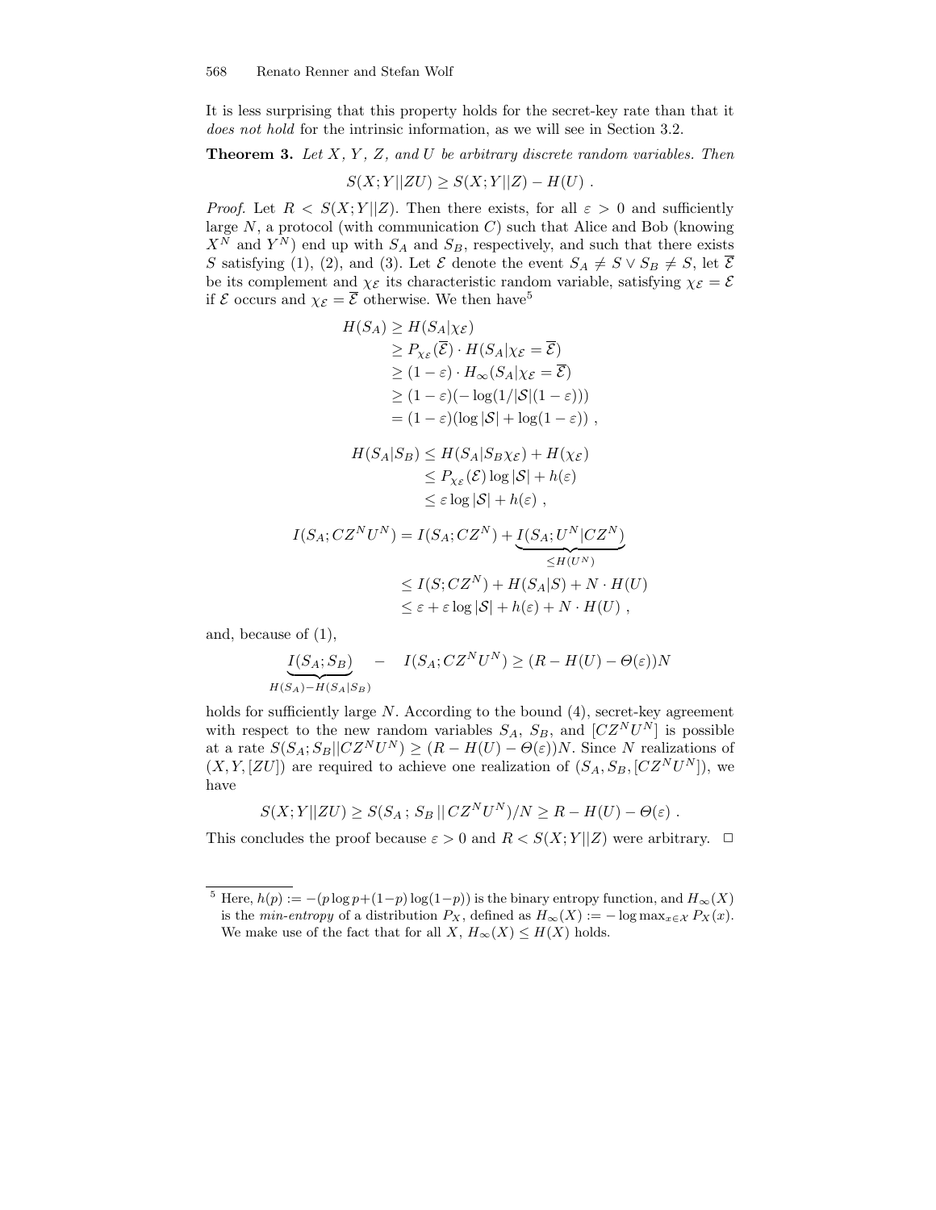It is less surprising that this property holds for the secret-key rate than that it *does not hold* for the intrinsic information, as we will see in Section 3.2.

**Theorem 3.** *Let $X$, $Y$, $Z$, and $U$ be arbitrary discrete random variables. Then*

$$S(X;Y||ZU) \geq S(X;Y||Z) - H(U) \ .$$

*Proof.* Let $R < S(X;Y||Z)$. Then there exists, for all $\varepsilon > 0$ and sufficiently large $N$, a protocol (with communication $C$) such that Alice and Bob (knowing $X^N$ and $Y^N$) end up with $S_A$ and $S_B$, respectively, and such that there exists $S$ satisfying (1), (2), and (3). Let $\mathcal{E}$ denote the event $S_A \neq S \vee S_B \neq S$, let $\overline{\mathcal{E}}$ be its complement and $\chi_{\mathcal{E}}$ its characteristic random variable, satisfying $\chi_{\mathcal{E}} = \mathcal{E}$ if $\mathcal{E}$ occurs and $\chi_{\mathcal{E}} = \overline{\mathcal{E}}$ otherwise. We then have[5]

$$\begin{aligned}
H(S_A) &\geq H(S_A|\chi_{\mathcal{E}}) \\
&\geq P_{\chi_{\mathcal{E}}}(\overline{\mathcal{E}}) \cdot H(S_A|\chi_{\mathcal{E}} = \overline{\mathcal{E}}) \\
&\geq (1-\varepsilon) \cdot H_\infty(S_A|\chi_{\mathcal{E}} = \overline{\mathcal{E}}) \\
&\geq (1-\varepsilon)(-\log(1/|\mathcal{S}|(1-\varepsilon))) \\
&= (1-\varepsilon)(\log|\mathcal{S}| + \log(1-\varepsilon)) \ ,
\end{aligned}$$

$$\begin{aligned}
H(S_A|S_B) &\leq H(S_A|S_B\chi_{\mathcal{E}}) + H(\chi_{\mathcal{E}}) \\
&\leq P_{\chi_{\mathcal{E}}}(\mathcal{E}) \log|\mathcal{S}| + h(\varepsilon) \\
&\leq \varepsilon \log|\mathcal{S}| + h(\varepsilon) \ ,
\end{aligned}$$

$$\begin{aligned}
I(S_A;CZ^NU^N) &= I(S_A;CZ^N) + \underbrace{I(S_A;U^N|CZ^N)}_{\leq H(U^N)} \\
&\leq I(S;CZ^N) + H(S_A|S) + N \cdot H(U) \\
&\leq \varepsilon + \varepsilon \log|\mathcal{S}| + h(\varepsilon) + N \cdot H(U) \ ,
\end{aligned}$$

and, because of (1),

$$\underbrace{I(S_A;S_B)}_{H(S_A)-H(S_A|S_B)} \quad - \quad I(S_A;CZ^NU^N) \geq (R - H(U) - \Theta(\varepsilon))N$$

holds for sufficiently large $N$. According to the bound (4), secret-key agreement with respect to the new random variables $S_A$, $S_B$, and $[CZ^NU^N]$ is possible at a rate $S(S_A;S_B||CZ^NU^N) \geq (R - H(U) - \Theta(\varepsilon))N$. Since $N$ realizations of $(X, Y, [ZU])$ are required to achieve one realization of $(S_A, S_B, [CZ^NU^N])$, we have

$$S(X;Y||ZU) \geq S(S_A\,;\,S_B\,||\,CZ^NU^N)/N \geq R - H(U) - \Theta(\varepsilon) \ .$$

This concludes the proof because $\varepsilon > 0$ and $R < S(X;Y||Z)$ were arbitrary. $\square$

---

[5] Here, $h(p) := -(p \log p + (1-p) \log(1-p))$ is the binary entropy function, and $H_\infty(X)$ is the *min-entropy* of a distribution $P_X$, defined as $H_\infty(X) := -\log \max_{x \in \mathcal{X}} P_X(x)$. We make use of the fact that for all $X$, $H_\infty(X) \leq H(X)$ holds.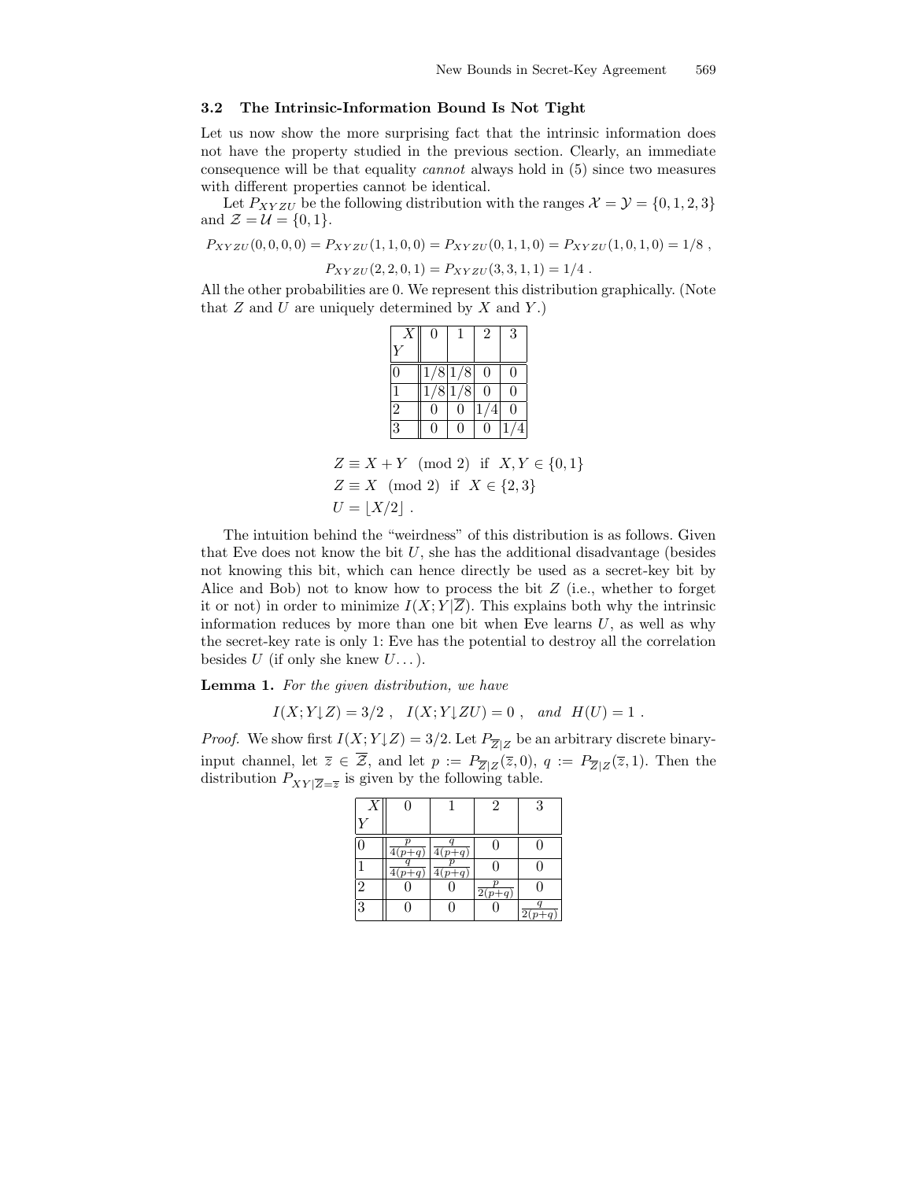### 3.2 The Intrinsic-Information Bound Is Not Tight

Let us now show the more surprising fact that the intrinsic information does not have the property studied in the previous section. Clearly, an immediate consequence will be that equality *cannot* always hold in (5) since two measures with different properties cannot be identical.

Let $P_{XYZU}$ be the following distribution with the ranges $\mathcal{X} = \mathcal{Y} = \{0,1,2,3\}$ and $\mathcal{Z} = \mathcal{U} = \{0,1\}$.

$$P_{XYZU}(0,0,0,0) = P_{XYZU}(1,1,0,0) = P_{XYZU}(0,1,1,0) = P_{XYZU}(1,0,1,0) = 1/8 \ ,$$

$$P_{XYZU}(2,2,0,1) = P_{XYZU}(3,3,1,1) = 1/4 \ .$$

All the other probabilities are 0. We represent this distribution graphically. (Note that $Z$ and $U$ are uniquely determined by $X$ and $Y$.)

| $Y$ \ $X$ | 0 | 1 | 2 | 3 |
|---|---|---|---|---|
| 0 | 1/8 | 1/8 | 0 | 0 |
| 1 | 1/8 | 1/8 | 0 | 0 |
| 2 | 0 | 0 | 1/4 | 0 |
| 3 | 0 | 0 | 0 | 1/4 |

$$Z \equiv X + Y \pmod 2 \quad \text{if} \quad X, Y \in \{0,1\}$$
$$Z \equiv X \pmod 2 \quad \text{if} \quad X \in \{2,3\}$$
$$U = \lfloor X/2 \rfloor \ .$$

The intuition behind the "weirdness" of this distribution is as follows. Given that Eve does not know the bit $U$, she has the additional disadvantage (besides not knowing this bit, which can hence directly be used as a secret-key bit by Alice and Bob) not to know how to process the bit $Z$ (i.e., whether to forget it or not) in order to minimize $I(X;Y|\overline{Z})$. This explains both why the intrinsic information reduces by more than one bit when Eve learns $U$, as well as why the secret-key rate is only 1: Eve has the potential to destroy all the correlation besides $U$ (if only she knew $U \ldots$).

**Lemma 1.** *For the given distribution, we have*

$$I(X;Y{\downarrow}Z) = 3/2 \ , \quad I(X;Y{\downarrow}ZU) = 0 \ , \quad \text{and} \ \ H(U) = 1 \ .$$

*Proof.* We show first $I(X;Y{\downarrow}Z) = 3/2$. Let $P_{\overline{Z}|Z}$ be an arbitrary discrete binary-input channel, let $\overline{z} \in \overline{\mathcal{Z}}$, and let $p := P_{\overline{Z}|Z}(\overline{z},0)$, $q := P_{\overline{Z}|Z}(\overline{z},1)$. Then the distribution $P_{XY|\overline{Z}=\overline{z}}$ is given by the following table.

| $Y$ \ $X$ | 0 | 1 | 2 | 3 |
|---|---|---|---|---|
| 0 | $\frac{p}{4(p+q)}$ | $\frac{q}{4(p+q)}$ | 0 | 0 |
| 1 | $\frac{q}{4(p+q)}$ | $\frac{p}{4(p+q)}$ | 0 | 0 |
| 2 | 0 | 0 | $\frac{p}{2(p+q)}$ | 0 |
| 3 | 0 | 0 | 0 | $\frac{q}{2(p+q)}$ |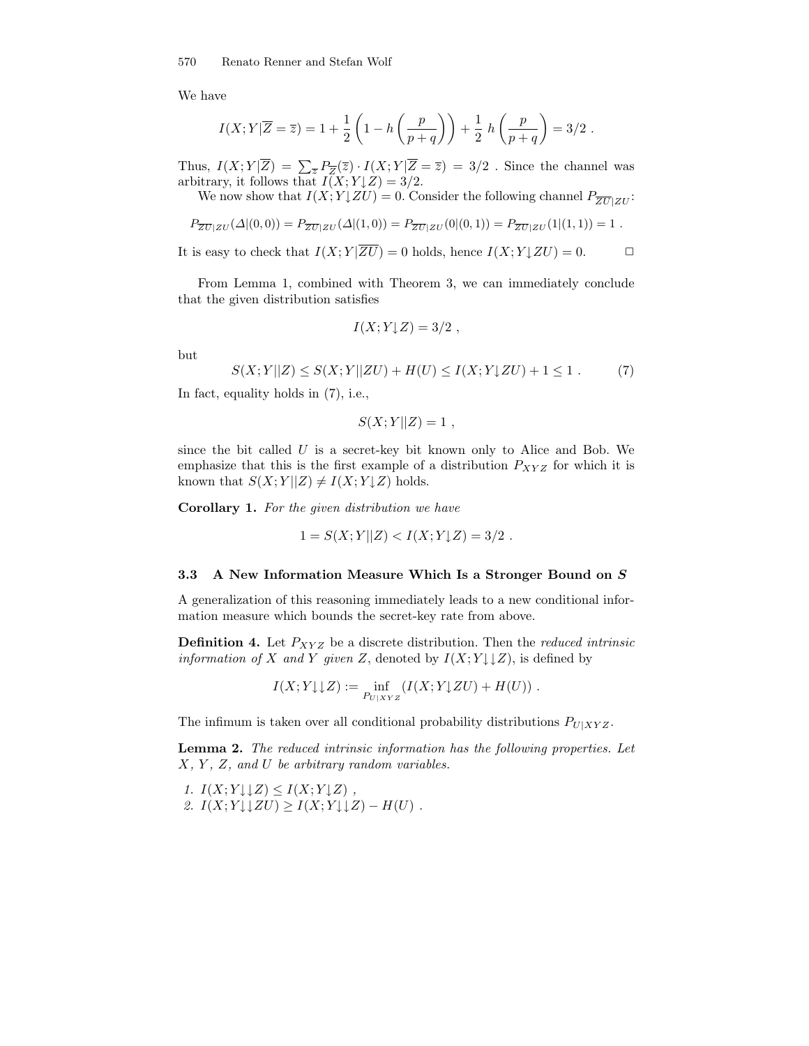We have

$$I(X;Y|\overline{Z}=\overline{z}) = 1 + \frac{1}{2}\left(1 - h\left(\frac{p}{p+q}\right)\right) + \frac{1}{2}\,h\left(\frac{p}{p+q}\right) = 3/2\ .$$

Thus, $I(X;Y|\overline{Z}) = \sum_{\overline{z}} P_{\overline{Z}}(\overline{z}) \cdot I(X;Y|\overline{Z}=\overline{z}) = 3/2$ . Since the channel was arbitrary, it follows that $I(X;Y{\downarrow}Z) = 3/2$.

We now show that $I(X;Y{\downarrow}ZU) = 0$. Consider the following channel $P_{\overline{ZU}|ZU}$:

$$P_{\overline{ZU}|ZU}(\Delta|(0,0)) = P_{\overline{ZU}|ZU}(\Delta|(1,0)) = P_{\overline{ZU}|ZU}(0|(0,1)) = P_{\overline{ZU}|ZU}(1|(1,1)) = 1\ .$$

It is easy to check that $I(X;Y|\overline{ZU}) = 0$ holds, hence $I(X;Y{\downarrow}ZU) = 0$. □

From Lemma 1, combined with Theorem 3, we can immediately conclude that the given distribution satisfies

$$I(X;Y{\downarrow}Z) = 3/2\ ,$$

but

$$S(X;Y||Z) \le S(X;Y||ZU) + H(U) \le I(X;Y{\downarrow}ZU) + 1 \le 1\ . \tag{7}$$

In fact, equality holds in (7), i.e.,

$$S(X;Y||Z) = 1\ ,$$

since the bit called $U$ is a secret-key bit known only to Alice and Bob. We emphasize that this is the first example of a distribution $P_{XYZ}$ for which it is known that $S(X;Y||Z) \neq I(X;Y{\downarrow}Z)$ holds.

**Corollary 1.** *For the given distribution we have*

$$1 = S(X;Y||Z) < I(X;Y{\downarrow}Z) = 3/2\ .$$

### 3.3 A New Information Measure Which Is a Stronger Bound on *S*

A generalization of this reasoning immediately leads to a new conditional information measure which bounds the secret-key rate from above.

**Definition 4.** Let $P_{XYZ}$ be a discrete distribution. Then the *reduced intrinsic information of* $X$ *and* $Y$ *given* $Z$, denoted by $I(X;Y{\downarrow}{\downarrow}Z)$, is defined by

$$I(X;Y{\downarrow}{\downarrow}Z) := \inf_{P_{U|XYZ}} \left(I(X;Y{\downarrow}ZU) + H(U)\right)\ .$$

The infimum is taken over all conditional probability distributions $P_{U|XYZ}$.

**Lemma 2.** *The reduced intrinsic information has the following properties. Let* $X$, $Y$, $Z$, *and* $U$ *be arbitrary random variables.*

1. $I(X;Y{\downarrow}{\downarrow}Z) \le I(X;Y{\downarrow}Z)$ ,
2. $I(X;Y{\downarrow}{\downarrow}ZU) \ge I(X;Y{\downarrow}{\downarrow}Z) - H(U)$ .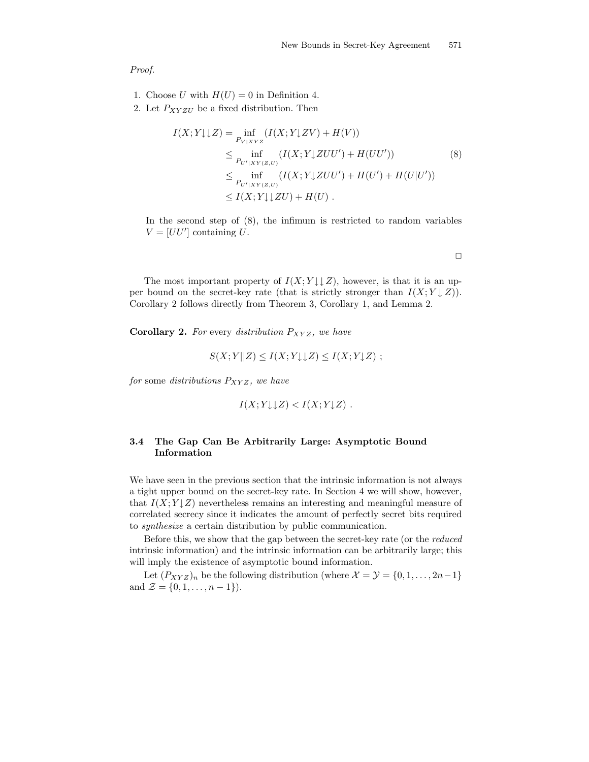*Proof.*

1. Choose $U$ with $H(U) = 0$ in Definition 4.
2. Let $P_{XYZU}$ be a fixed distribution. Then

$$
\begin{aligned}
I(X;Y{\downarrow}{\downarrow}Z) &= \inf_{P_{V|XYZ}} (I(X;Y{\downarrow}ZV) + H(V)) \\
&\leq \inf_{P_{U'|XY(Z,U)}} (I(X;Y{\downarrow}ZUU') + H(UU')) \\
&\leq \inf_{P_{U'|XY(Z,U)}} (I(X;Y{\downarrow}ZUU') + H(U') + H(U|U')) \\
&\leq I(X;Y{\downarrow}{\downarrow}ZU) + H(U) \ .
\end{aligned} \tag{8}
$$

In the second step of (8), the infimum is restricted to random variables $V = [UU']$ containing $U$.

□

The most important property of $I(X;Y{\downarrow}{\downarrow}Z)$, however, is that it is an upper bound on the secret-key rate (that is strictly stronger than $I(X;Y{\downarrow}Z)$). Corollary 2 follows directly from Theorem 3, Corollary 1, and Lemma 2.

**Corollary 2.** *For* every *distribution* $P_{XYZ}$*, we have*

$$S(X;Y||Z) \leq I(X;Y{\downarrow}{\downarrow}Z) \leq I(X;Y{\downarrow}Z) \ ;$$

*for* some *distributions* $P_{XYZ}$*, we have*

$$I(X;Y{\downarrow}{\downarrow}Z) < I(X;Y{\downarrow}Z) \ .$$

### 3.4 The Gap Can Be Arbitrarily Large: Asymptotic Bound Information

We have seen in the previous section that the intrinsic information is not always a tight upper bound on the secret-key rate. In Section 4 we will show, however, that $I(X;Y{\downarrow}Z)$ nevertheless remains an interesting and meaningful measure of correlated secrecy since it indicates the amount of perfectly secret bits required to *synthesize* a certain distribution by public communication.

Before this, we show that the gap between the secret-key rate (or the *reduced* intrinsic information) and the intrinsic information can be arbitrarily large; this will imply the existence of asymptotic bound information.

Let $(P_{XYZ})_n$ be the following distribution (where $\mathcal{X} = \mathcal{Y} = \{0, 1, \ldots, 2n-1\}$ and $\mathcal{Z} = \{0, 1, \ldots, n-1\}$).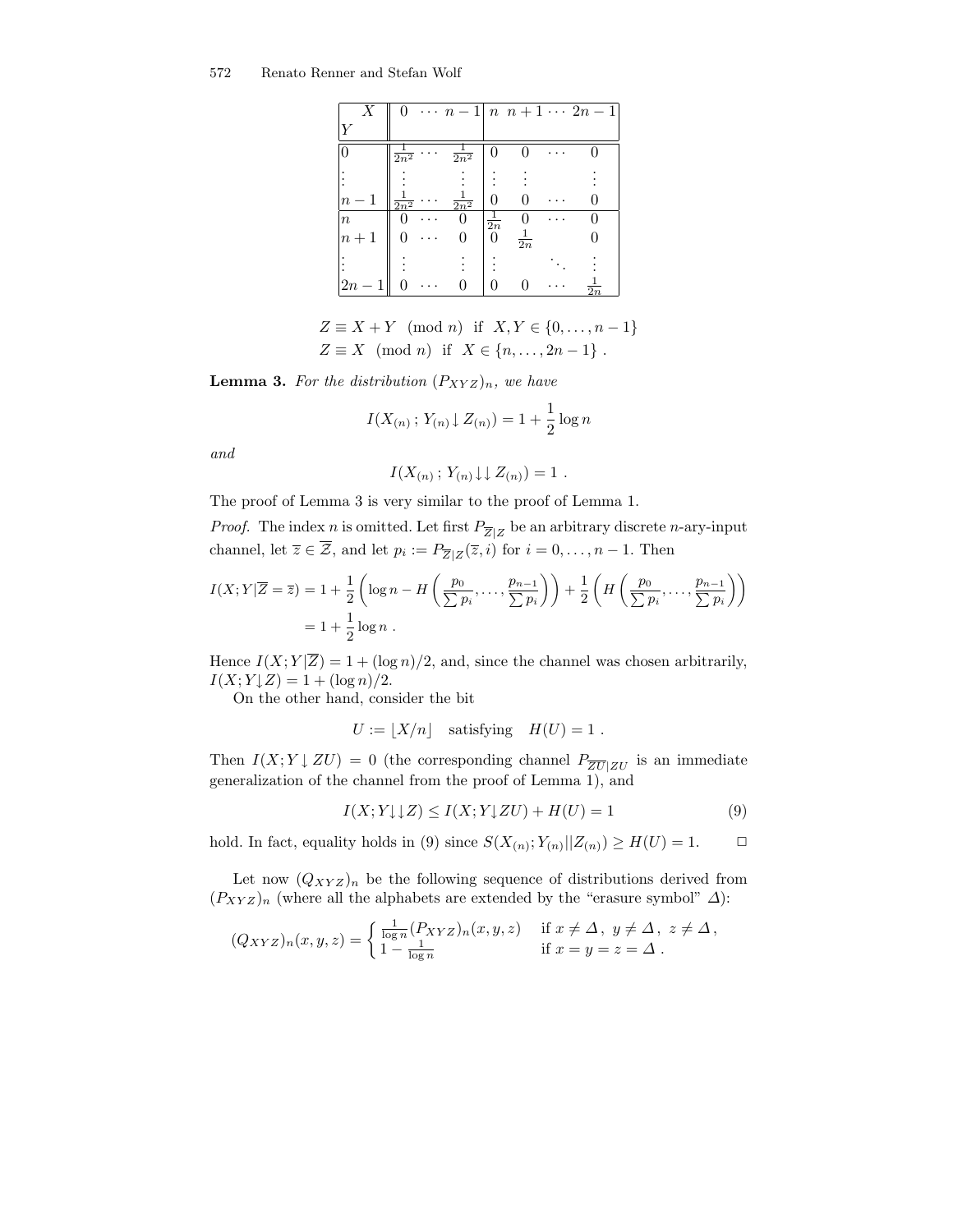| $Y$ \ $X$ | $0$ | $\cdots$ | $n-1$ | $n$ | $n+1$ | $\cdots$ | $2n-1$ |
|---|---|---|---|---|---|---|---|
| $0$ | $\frac{1}{2n^2}$ | $\cdots$ | $\frac{1}{2n^2}$ | $0$ | $0$ | $\cdots$ | $0$ |
| $\vdots$ | $\vdots$ | | $\vdots$ | $\vdots$ | $\vdots$ | | $\vdots$ |
| $n-1$ | $\frac{1}{2n^2}$ | $\cdots$ | $\frac{1}{2n^2}$ | $0$ | $0$ | $\cdots$ | $0$ |
| $n$ | $0$ | $\cdots$ | $0$ | $\frac{1}{2n}$ | $0$ | $\cdots$ | $0$ |
| $n+1$ | $0$ | $\cdots$ | $0$ | $0$ | $\frac{1}{2n}$ | | $0$ |
| $\vdots$ | $\vdots$ | | $\vdots$ | $\vdots$ | | $\ddots$ | $\vdots$ |
| $2n-1$ | $0$ | $\cdots$ | $0$ | $0$ | $0$ | $\cdots$ | $\frac{1}{2n}$ |

$$Z \equiv X + Y \pmod{n} \;\text{ if }\; X, Y \in \{0, \ldots, n-1\}$$
$$Z \equiv X \pmod{n} \;\text{ if }\; X \in \{n, \ldots, 2n-1\}\;.$$

**Lemma 3.** *For the distribution $(P_{XYZ})_n$, we have*

$$I(X_{(n)}\,;\,Y_{(n)}\!\downarrow Z_{(n)}) = 1 + \frac{1}{2}\log n$$

*and*

$$I(X_{(n)}\,;\,Y_{(n)}\!\downarrow\downarrow Z_{(n)}) = 1\;.$$

The proof of Lemma 3 is very similar to the proof of Lemma 1.

*Proof.* The index $n$ is omitted. Let first $P_{\overline{Z}|Z}$ be an arbitrary discrete $n$-ary-input channel, let $\overline{z} \in \overline{\mathcal{Z}}$, and let $p_i := P_{\overline{Z}|Z}(\overline{z}, i)$ for $i = 0, \ldots, n-1$. Then

$$\begin{aligned}
I(X;Y|\overline{Z} = \overline{z}) &= 1 + \frac{1}{2}\left(\log n - H\left(\frac{p_0}{\sum p_i}, \ldots, \frac{p_{n-1}}{\sum p_i}\right)\right) + \frac{1}{2}\left(H\left(\frac{p_0}{\sum p_i}, \ldots, \frac{p_{n-1}}{\sum p_i}\right)\right) \\
&= 1 + \frac{1}{2}\log n\;.
\end{aligned}$$

Hence $I(X;Y|\overline{Z}) = 1 + (\log n)/2$, and, since the channel was chosen arbitrarily, $I(X;Y\!\downarrow\! Z) = 1 + (\log n)/2$.

On the other hand, consider the bit

$$U := \lfloor X/n \rfloor \quad \text{satisfying} \quad H(U) = 1\;.$$

Then $I(X;Y\!\downarrow\! ZU) = 0$ (the corresponding channel $P_{\overline{ZU}|ZU}$ is an immediate generalization of the channel from the proof of Lemma 1), and

$$I(X;Y\!\downarrow\downarrow\! Z) \leq I(X;Y\!\downarrow\! ZU) + H(U) = 1 \tag{9}$$

hold. In fact, equality holds in (9) since $S(X_{(n)};Y_{(n)}||Z_{(n)}) \geq H(U) = 1$. $\square$

Let now $(Q_{XYZ})_n$ be the following sequence of distributions derived from $(P_{XYZ})_n$ (where all the alphabets are extended by the "erasure symbol" $\Delta$):

$$(Q_{XYZ})_n(x,y,z) = \begin{cases} \frac{1}{\log n}(P_{XYZ})_n(x,y,z) & \text{if } x \neq \Delta,\; y \neq \Delta,\; z \neq \Delta\,, \\ 1 - \frac{1}{\log n} & \text{if } x = y = z = \Delta\,. \end{cases}$$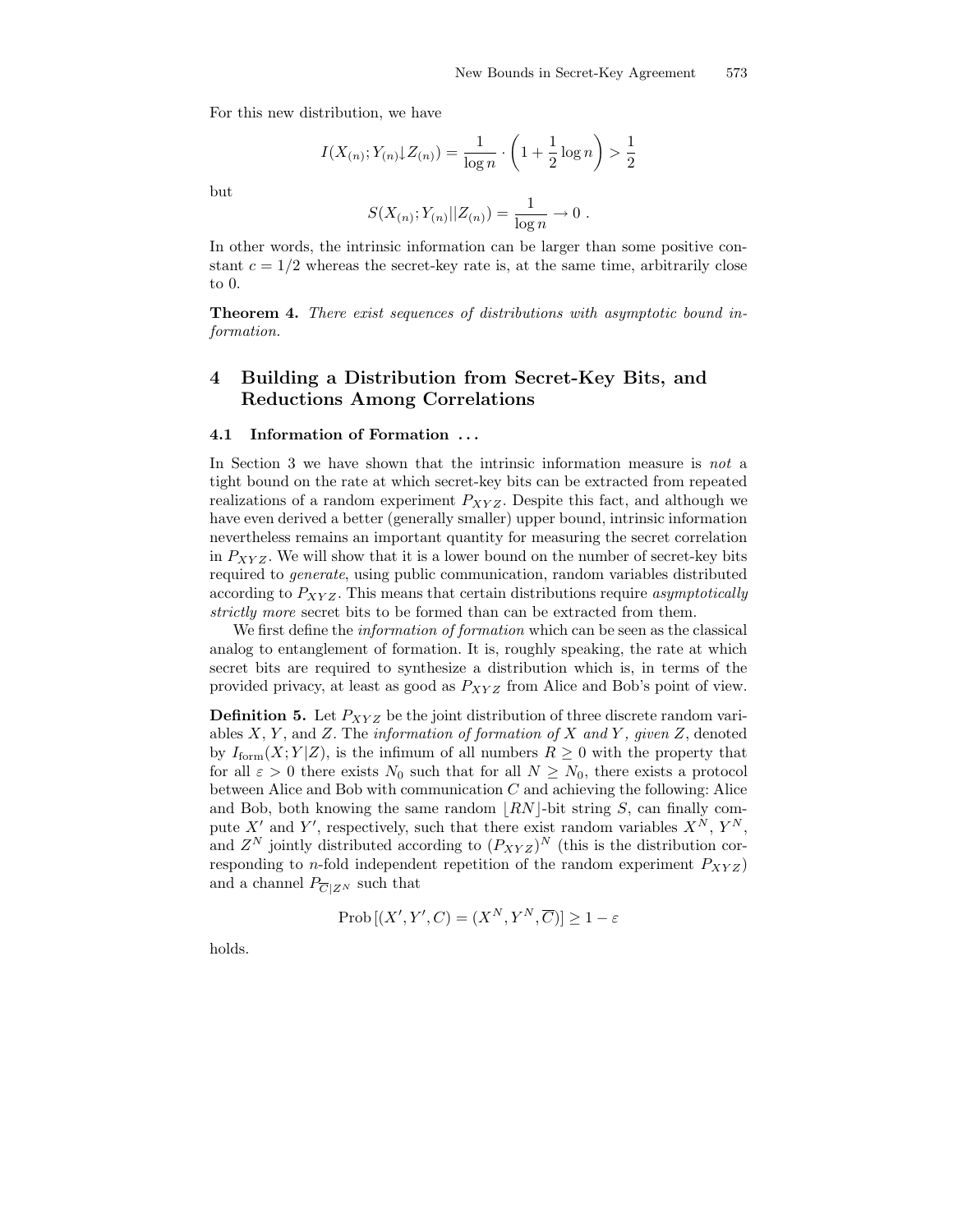For this new distribution, we have

$$I(X_{(n)};Y_{(n)}{\downarrow}Z_{(n)}) = \frac{1}{\log n} \cdot \left(1 + \frac{1}{2}\log n\right) > \frac{1}{2}$$

but

$$S(X_{(n)};Y_{(n)}||Z_{(n)}) = \frac{1}{\log n} \to 0 \ .$$

In other words, the intrinsic information can be larger than some positive constant $c = 1/2$ whereas the secret-key rate is, at the same time, arbitrarily close to 0.

**Theorem 4.** *There exist sequences of distributions with asymptotic bound information.*

## 4 Building a Distribution from Secret-Key Bits, and Reductions Among Correlations

### 4.1 Information of Formation ...

In Section 3 we have shown that the intrinsic information measure is *not* a tight bound on the rate at which secret-key bits can be extracted from repeated realizations of a random experiment $P_{XYZ}$. Despite this fact, and although we have even derived a better (generally smaller) upper bound, intrinsic information nevertheless remains an important quantity for measuring the secret correlation in $P_{XYZ}$. We will show that it is a lower bound on the number of secret-key bits required to *generate*, using public communication, random variables distributed according to $P_{XYZ}$. This means that certain distributions require *asymptotically strictly more* secret bits to be formed than can be extracted from them.

We first define the *information of formation* which can be seen as the classical analog to entanglement of formation. It is, roughly speaking, the rate at which secret bits are required to synthesize a distribution which is, in terms of the provided privacy, at least as good as $P_{XYZ}$ from Alice and Bob's point of view.

**Definition 5.** Let $P_{XYZ}$ be the joint distribution of three discrete random variables $X$, $Y$, and $Z$. The *information of formation of* $X$ *and* $Y$*, given* $Z$, denoted by $I_{\text{form}}(X;Y|Z)$, is the infimum of all numbers $R \geq 0$ with the property that for all $\varepsilon > 0$ there exists $N_0$ such that for all $N \geq N_0$, there exists a protocol between Alice and Bob with communication $C$ and achieving the following: Alice and Bob, both knowing the same random $\lfloor RN \rfloor$-bit string $S$, can finally compute $X'$ and $Y'$, respectively, such that there exist random variables $X^N$, $Y^N$, and $Z^N$ jointly distributed according to $(P_{XYZ})^N$ (this is the distribution corresponding to $n$-fold independent repetition of the random experiment $P_{XYZ}$) and a channel $P_{\overline{C}|Z^N}$ such that

$$\text{Prob}\left[(X', Y', C) = (X^N, Y^N, \overline{C})\right] \geq 1 - \varepsilon$$

holds.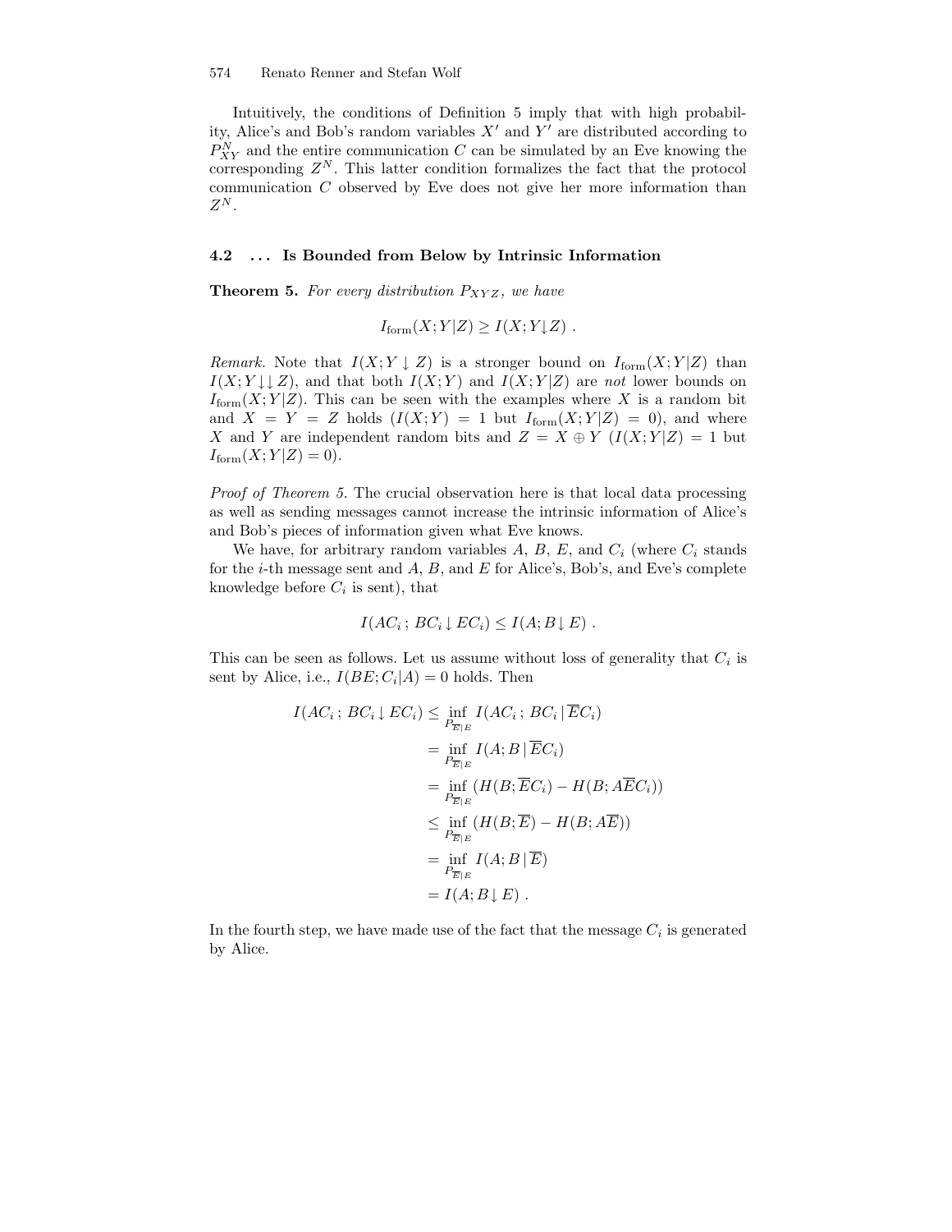Intuitively, the conditions of Definition 5 imply that with high probability, Alice's and Bob's random variables $X'$ and $Y'$ are distributed according to $P_{XY}^N$ and the entire communication $C$ can be simulated by an Eve knowing the corresponding $Z^N$. This latter condition formalizes the fact that the protocol communication $C$ observed by Eve does not give her more information than $Z^N$.

### 4.2 ... Is Bounded from Below by Intrinsic Information

**Theorem 5.** *For every distribution $P_{XYZ}$, we have*

$$I_{\text{form}}(X;Y|Z) \geq I(X;Y{\downarrow}Z) \ .$$

*Remark.* Note that $I(X;Y \downarrow Z)$ is a stronger bound on $I_{\text{form}}(X;Y|Z)$ than $I(X;Y{\downarrow}{\downarrow}Z)$, and that both $I(X;Y)$ and $I(X;Y|Z)$ are *not* lower bounds on $I_{\text{form}}(X;Y|Z)$. This can be seen with the examples where $X$ is a random bit and $X = Y = Z$ holds ($I(X;Y) = 1$ but $I_{\text{form}}(X;Y|Z) = 0$), and where $X$ and $Y$ are independent random bits and $Z = X \oplus Y$ ($I(X;Y|Z) = 1$ but $I_{\text{form}}(X;Y|Z) = 0$).

*Proof of Theorem 5.* The crucial observation here is that local data processing as well as sending messages cannot increase the intrinsic information of Alice's and Bob's pieces of information given what Eve knows.

We have, for arbitrary random variables $A$, $B$, $E$, and $C_i$ (where $C_i$ stands for the $i$-th message sent and $A$, $B$, and $E$ for Alice's, Bob's, and Eve's complete knowledge before $C_i$ is sent), that

$$I(AC_i\,;\,BC_i \downarrow EC_i) \leq I(A;B \downarrow E) \ .$$

This can be seen as follows. Let us assume without loss of generality that $C_i$ is sent by Alice, i.e., $I(BE;C_i|A) = 0$ holds. Then

$$\begin{aligned}
I(AC_i\,;\,BC_i \downarrow EC_i) &\leq \inf_{P_{\overline{E}|E}} I(AC_i\,;\,BC_i\,|\,\overline{E}C_i) \\
&= \inf_{P_{\overline{E}|E}} I(A;B\,|\,\overline{E}C_i) \\
&= \inf_{P_{\overline{E}|E}} (H(B;\overline{E}C_i) - H(B;A\overline{E}C_i)) \\
&\leq \inf_{P_{\overline{E}|E}} (H(B;\overline{E}) - H(B;A\overline{E})) \\
&= \inf_{P_{\overline{E}|E}} I(A;B\,|\,\overline{E}) \\
&= I(A;B \downarrow E) \ .
\end{aligned}$$

In the fourth step, we have made use of the fact that the message $C_i$ is generated by Alice.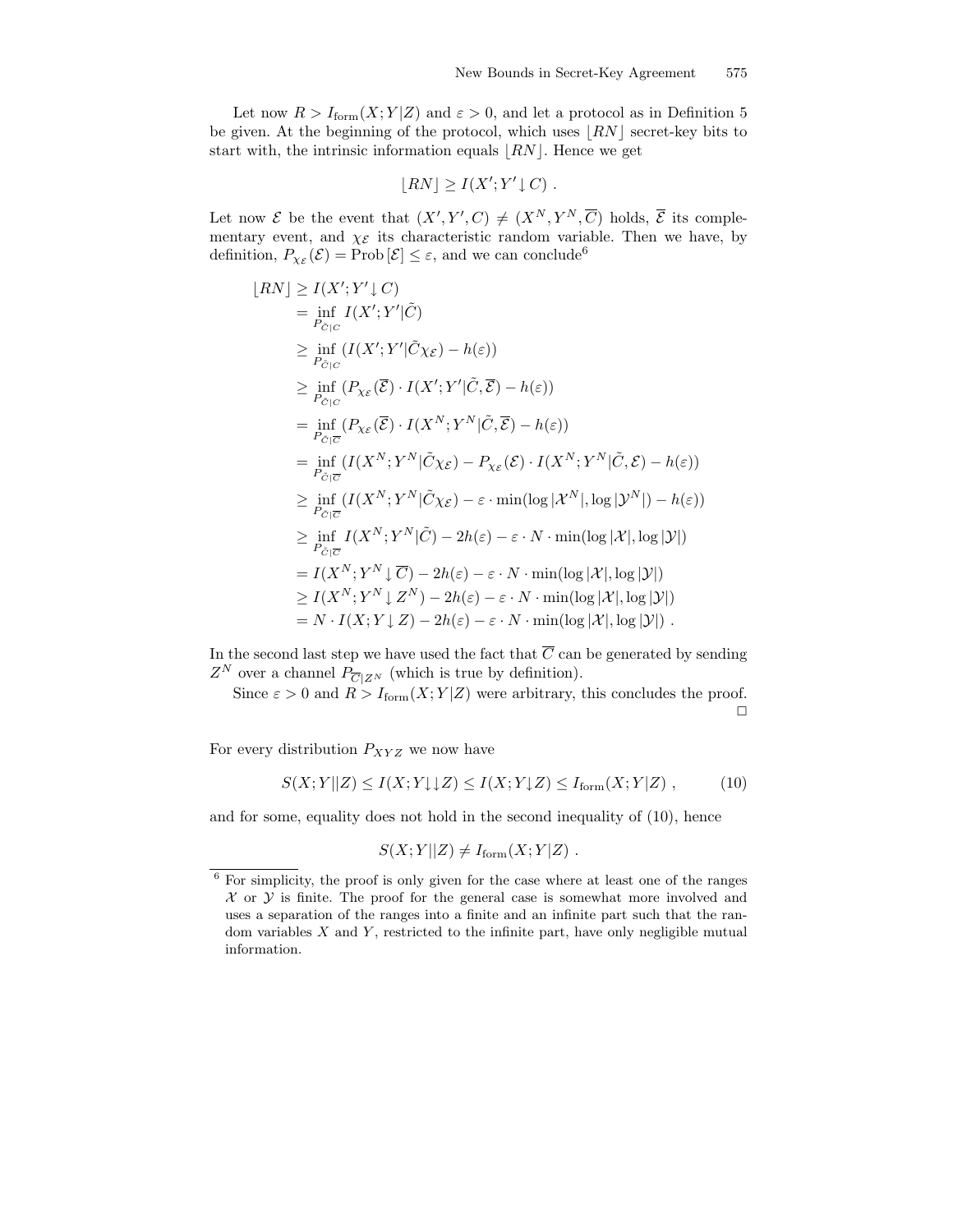Let now $R > I_{\text{form}}(X;Y|Z)$ and $\varepsilon > 0$, and let a protocol as in Definition 5 be given. At the beginning of the protocol, which uses $\lfloor RN \rfloor$ secret-key bits to start with, the intrinsic information equals $\lfloor RN \rfloor$. Hence we get

$$\lfloor RN \rfloor \geq I(X';Y' \downarrow C) \ .$$

Let now $\mathcal{E}$ be the event that $(X', Y', C) \neq (X^N, Y^N, \overline{C})$ holds, $\overline{\mathcal{E}}$ its complementary event, and $\chi_{\mathcal{E}}$ its characteristic random variable. Then we have, by definition, $P_{\chi_{\mathcal{E}}}(\mathcal{E}) = \text{Prob}\,[\mathcal{E}] \leq \varepsilon$, and we can conclude[6]

$$\begin{aligned}
\lfloor RN \rfloor &\geq I(X';Y' \downarrow C) \\
&= \inf_{P_{\tilde{C}|C}} I(X';Y'|\tilde{C}) \\
&\geq \inf_{P_{\tilde{C}|C}} (I(X';Y'|\tilde{C}\chi_{\mathcal{E}}) - h(\varepsilon)) \\
&\geq \inf_{P_{\tilde{C}|C}} (P_{\chi_{\mathcal{E}}}(\overline{\mathcal{E}}) \cdot I(X';Y'|\tilde{C},\overline{\mathcal{E}}) - h(\varepsilon)) \\
&= \inf_{P_{\tilde{C}|\overline{C}}} (P_{\chi_{\mathcal{E}}}(\overline{\mathcal{E}}) \cdot I(X^N;Y^N|\tilde{C},\overline{\mathcal{E}}) - h(\varepsilon)) \\
&= \inf_{P_{\tilde{C}|\overline{C}}} (I(X^N;Y^N|\tilde{C}\chi_{\mathcal{E}}) - P_{\chi_{\mathcal{E}}}(\mathcal{E}) \cdot I(X^N;Y^N|\tilde{C},\mathcal{E}) - h(\varepsilon)) \\
&\geq \inf_{P_{\tilde{C}|\overline{C}}} (I(X^N;Y^N|\tilde{C}\chi_{\mathcal{E}}) - \varepsilon \cdot \min(\log|\mathcal{X}^N|, \log|\mathcal{Y}^N|) - h(\varepsilon)) \\
&\geq \inf_{P_{\tilde{C}|\overline{C}}} I(X^N;Y^N|\tilde{C}) - 2h(\varepsilon) - \varepsilon \cdot N \cdot \min(\log|\mathcal{X}|, \log|\mathcal{Y}|) \\
&= I(X^N;Y^N \downarrow \overline{C}) - 2h(\varepsilon) - \varepsilon \cdot N \cdot \min(\log|\mathcal{X}|, \log|\mathcal{Y}|) \\
&\geq I(X^N;Y^N \downarrow Z^N) - 2h(\varepsilon) - \varepsilon \cdot N \cdot \min(\log|\mathcal{X}|, \log|\mathcal{Y}|) \\
&= N \cdot I(X;Y \downarrow Z) - 2h(\varepsilon) - \varepsilon \cdot N \cdot \min(\log|\mathcal{X}|, \log|\mathcal{Y}|) \ .
\end{aligned}$$

In the second last step we have used the fact that $\overline{C}$ can be generated by sending $Z^N$ over a channel $P_{\overline{C}|Z^N}$ (which is true by definition).

Since $\varepsilon > 0$ and $R > I_{\text{form}}(X;Y|Z)$ were arbitrary, this concludes the proof. □

For every distribution $P_{XYZ}$ we now have

$$S(X;Y||Z) \leq I(X;Y\downarrow\downarrow Z) \leq I(X;Y\downarrow Z) \leq I_{\text{form}}(X;Y|Z) \ , \tag{10}$$

and for some, equality does not hold in the second inequality of (10), hence

$$S(X;Y||Z) \neq I_{\text{form}}(X;Y|Z) \ .$$

[6] For simplicity, the proof is only given for the case where at least one of the ranges $\mathcal{X}$ or $\mathcal{Y}$ is finite. The proof for the general case is somewhat more involved and uses a separation of the ranges into a finite and an infinite part such that the random variables $X$ and $Y$, restricted to the infinite part, have only negligible mutual information.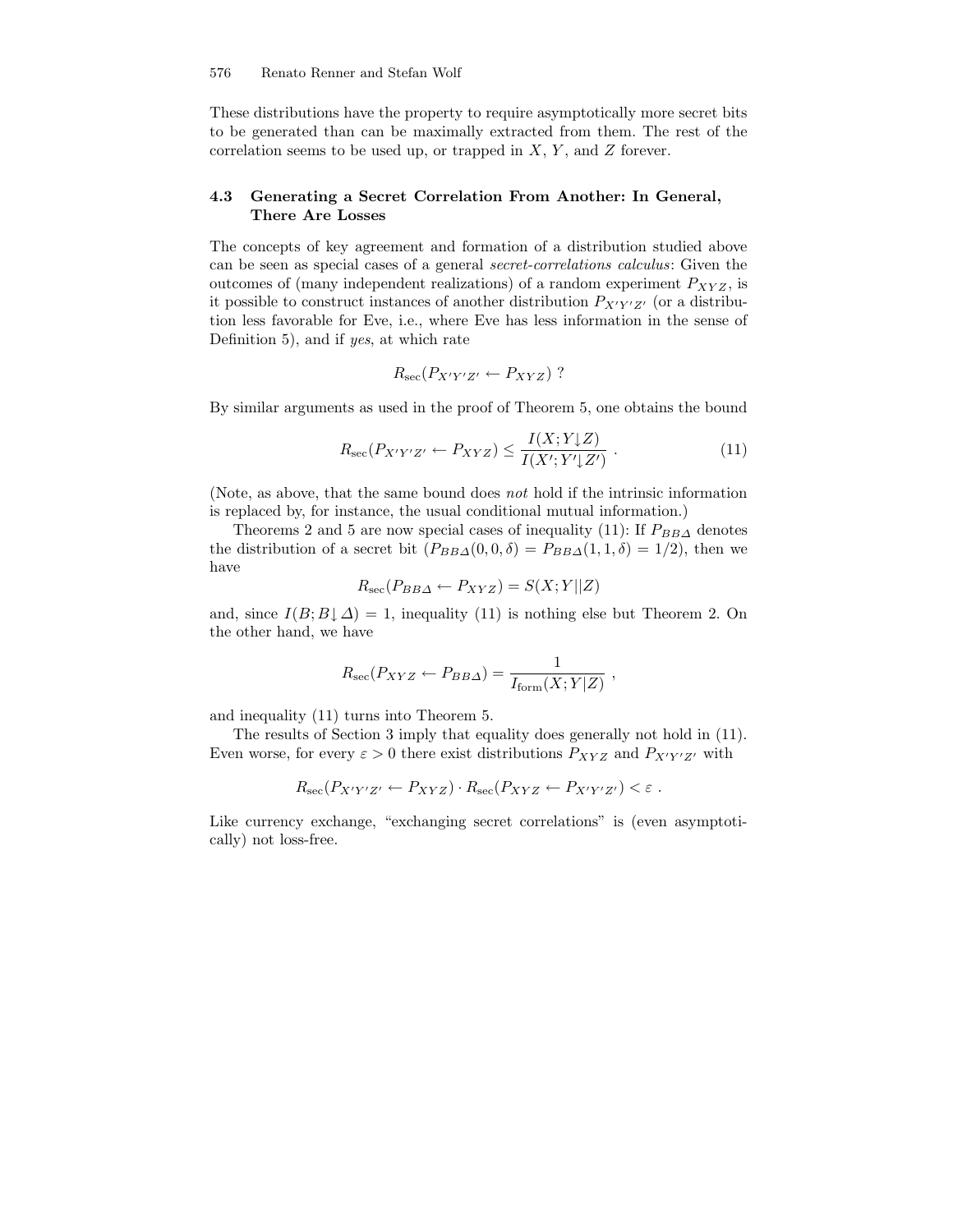These distributions have the property to require asymptotically more secret bits to be generated than can be maximally extracted from them. The rest of the correlation seems to be used up, or trapped in $X$, $Y$, and $Z$ forever.

### 4.3 Generating a Secret Correlation From Another: In General, There Are Losses

The concepts of key agreement and formation of a distribution studied above can be seen as special cases of a general *secret-correlations calculus*: Given the outcomes of (many independent realizations) of a random experiment $P_{XYZ}$, is it possible to construct instances of another distribution $P_{X'Y'Z'}$ (or a distribution less favorable for Eve, i.e., where Eve has less information in the sense of Definition 5), and if *yes*, at which rate

$$R_{\text{sec}}(P_{X'Y'Z'} \leftarrow P_{XYZ}) \; ?$$

By similar arguments as used in the proof of Theorem 5, one obtains the bound

$$R_{\text{sec}}(P_{X'Y'Z'} \leftarrow P_{XYZ}) \leq \frac{I(X;Y{\downarrow}Z)}{I(X';Y'{\downarrow}Z')} \; . \tag{11}$$

(Note, as above, that the same bound does *not* hold if the intrinsic information is replaced by, for instance, the usual conditional mutual information.)

Theorems 2 and 5 are now special cases of inequality (11): If $P_{BB\Delta}$ denotes the distribution of a secret bit ($P_{BB\Delta}(0,0,\delta) = P_{BB\Delta}(1,1,\delta) = 1/2$), then we have

$$R_{\text{sec}}(P_{BB\Delta} \leftarrow P_{XYZ}) = S(X;Y||Z)$$

and, since $I(B;B{\downarrow}\Delta) = 1$, inequality (11) is nothing else but Theorem 2. On the other hand, we have

$$R_{\text{sec}}(P_{XYZ} \leftarrow P_{BB\Delta}) = \frac{1}{I_{\text{form}}(X;Y|Z)} \; ,$$

and inequality (11) turns into Theorem 5.

The results of Section 3 imply that equality does generally not hold in (11). Even worse, for every $\varepsilon > 0$ there exist distributions $P_{XYZ}$ and $P_{X'Y'Z'}$ with

$$R_{\text{sec}}(P_{X'Y'Z'} \leftarrow P_{XYZ}) \cdot R_{\text{sec}}(P_{XYZ} \leftarrow P_{X'Y'Z'}) < \varepsilon \; .$$

Like currency exchange, "exchanging secret correlations" is (even asymptotically) not loss-free.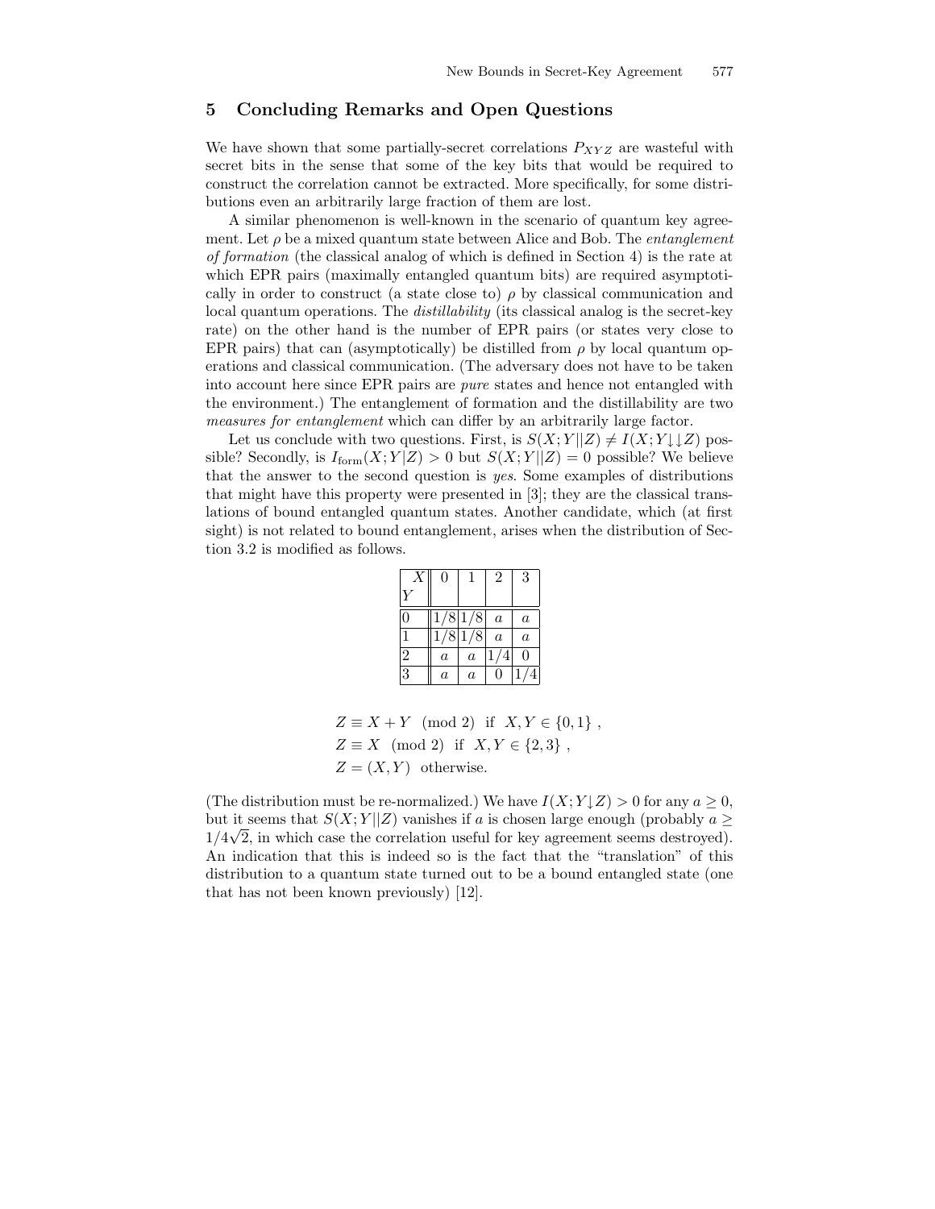## 5 Concluding Remarks and Open Questions

We have shown that some partially-secret correlations $P_{XYZ}$ are wasteful with secret bits in the sense that some of the key bits that would be required to construct the correlation cannot be extracted. More specifically, for some distributions even an arbitrarily large fraction of them are lost.

A similar phenomenon is well-known in the scenario of quantum key agreement. Let $\rho$ be a mixed quantum state between Alice and Bob. The *entanglement of formation* (the classical analog of which is defined in Section 4) is the rate at which EPR pairs (maximally entangled quantum bits) are required asymptotically in order to construct (a state close to) $\rho$ by classical communication and local quantum operations. The *distillability* (its classical analog is the secret-key rate) on the other hand is the number of EPR pairs (or states very close to EPR pairs) that can (asymptotically) be distilled from $\rho$ by local quantum operations and classical communication. (The adversary does not have to be taken into account here since EPR pairs are *pure* states and hence not entangled with the environment.) The entanglement of formation and the distillability are two *measures for entanglement* which can differ by an arbitrarily large factor.

Let us conclude with two questions. First, is $S(X;Y||Z) \neq I(X;Y{\downarrow\downarrow}Z)$ possible? Secondly, is $I_{\text{form}}(X;Y|Z) > 0$ but $S(X;Y||Z) = 0$ possible? We believe that the answer to the second question is *yes*. Some examples of distributions that might have this property were presented in [3]; they are the classical translations of bound entangled quantum states. Another candidate, which (at first sight) is not related to bound entanglement, arises when the distribution of Section 3.2 is modified as follows.

| $Y$ \ $X$ | 0 | 1 | 2 | 3 |
|---|---|---|---|---|
| 0 | 1/8 | 1/8 | $a$ | $a$ |
| 1 | 1/8 | 1/8 | $a$ | $a$ |
| 2 | $a$ | $a$ | 1/4 | 0 |
| 3 | $a$ | $a$ | 0 | 1/4 |

$$
\begin{aligned}
&Z \equiv X + Y \pmod 2 \;\text{ if }\; X, Y \in \{0, 1\}\ , \\
&Z \equiv X \pmod 2 \;\text{ if }\; X, Y \in \{2, 3\}\ , \\
&Z = (X, Y) \;\text{ otherwise.}
\end{aligned}
$$

(The distribution must be re-normalized.) We have $I(X;Y{\downarrow}Z) > 0$ for any $a \geq 0$, but it seems that $S(X;Y||Z)$ vanishes if $a$ is chosen large enough (probably $a \geq 1/4\sqrt{2}$, in which case the correlation useful for key agreement seems destroyed). An indication that this is indeed so is the fact that the "translation" of this distribution to a quantum state turned out to be a bound entangled state (one that has not been known previously) [12].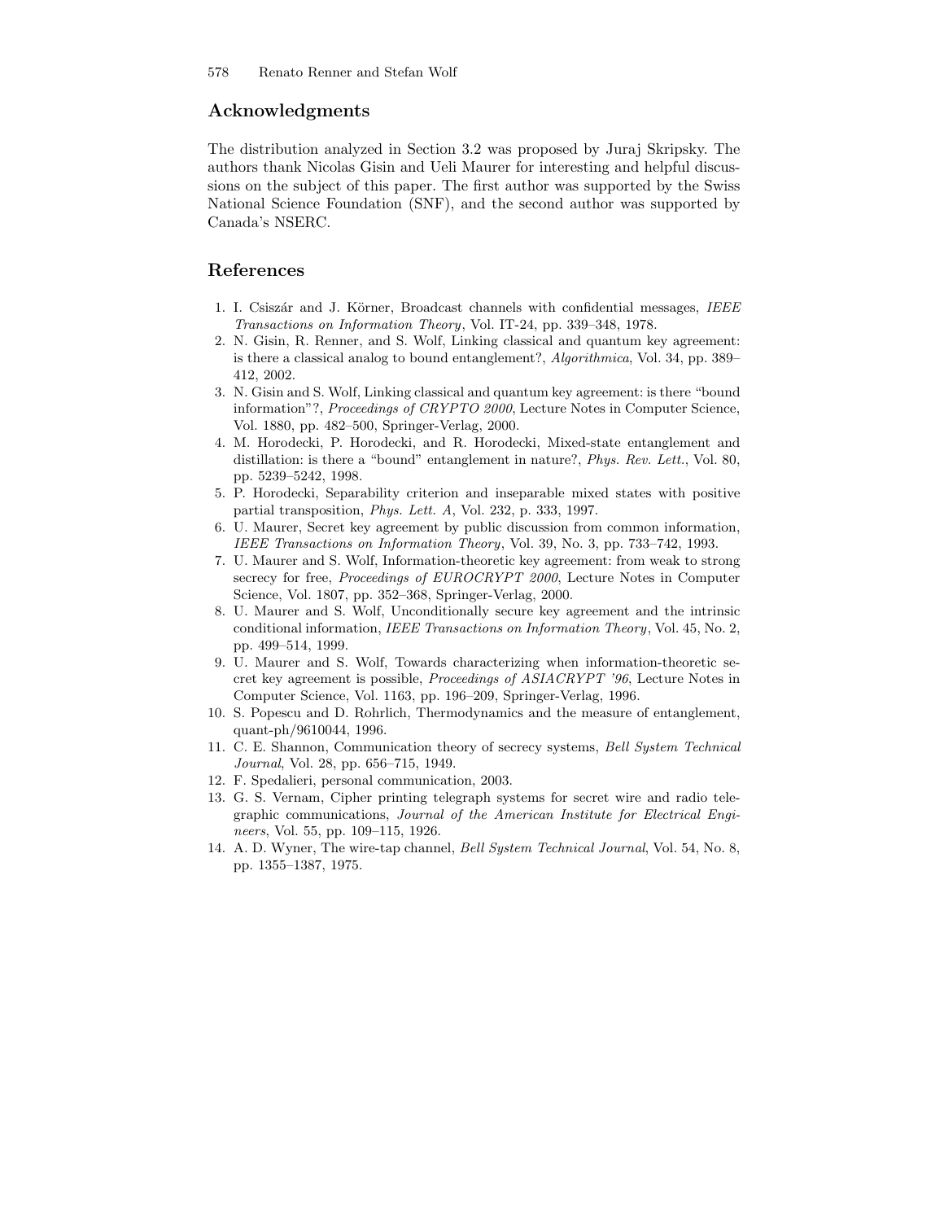## Acknowledgments

The distribution analyzed in Section 3.2 was proposed by Juraj Skripsky. The authors thank Nicolas Gisin and Ueli Maurer for interesting and helpful discussions on the subject of this paper. The first author was supported by the Swiss National Science Foundation (SNF), and the second author was supported by Canada's NSERC.

## References

1. I. Csiszár and J. Körner, Broadcast channels with confidential messages, *IEEE Transactions on Information Theory*, Vol. IT-24, pp. 339–348, 1978.
2. N. Gisin, R. Renner, and S. Wolf, Linking classical and quantum key agreement: is there a classical analog to bound entanglement?, *Algorithmica*, Vol. 34, pp. 389–412, 2002.
3. N. Gisin and S. Wolf, Linking classical and quantum key agreement: is there "bound information"?, *Proceedings of CRYPTO 2000*, Lecture Notes in Computer Science, Vol. 1880, pp. 482–500, Springer-Verlag, 2000.
4. M. Horodecki, P. Horodecki, and R. Horodecki, Mixed-state entanglement and distillation: is there a "bound" entanglement in nature?, *Phys. Rev. Lett.*, Vol. 80, pp. 5239–5242, 1998.
5. P. Horodecki, Separability criterion and inseparable mixed states with positive partial transposition, *Phys. Lett. A*, Vol. 232, p. 333, 1997.
6. U. Maurer, Secret key agreement by public discussion from common information, *IEEE Transactions on Information Theory*, Vol. 39, No. 3, pp. 733–742, 1993.
7. U. Maurer and S. Wolf, Information-theoretic key agreement: from weak to strong secrecy for free, *Proceedings of EUROCRYPT 2000*, Lecture Notes in Computer Science, Vol. 1807, pp. 352–368, Springer-Verlag, 2000.
8. U. Maurer and S. Wolf, Unconditionally secure key agreement and the intrinsic conditional information, *IEEE Transactions on Information Theory*, Vol. 45, No. 2, pp. 499–514, 1999.
9. U. Maurer and S. Wolf, Towards characterizing when information-theoretic secret key agreement is possible, *Proceedings of ASIACRYPT '96*, Lecture Notes in Computer Science, Vol. 1163, pp. 196–209, Springer-Verlag, 1996.
10. S. Popescu and D. Rohrlich, Thermodynamics and the measure of entanglement, quant-ph/9610044, 1996.
11. C. E. Shannon, Communication theory of secrecy systems, *Bell System Technical Journal*, Vol. 28, pp. 656–715, 1949.
12. F. Spedalieri, personal communication, 2003.
13. G. S. Vernam, Cipher printing telegraph systems for secret wire and radio telegraphic communications, *Journal of the American Institute for Electrical Engineers*, Vol. 55, pp. 109–115, 1926.
14. A. D. Wyner, The wire-tap channel, *Bell System Technical Journal*, Vol. 54, No. 8, pp. 1355–1387, 1975.